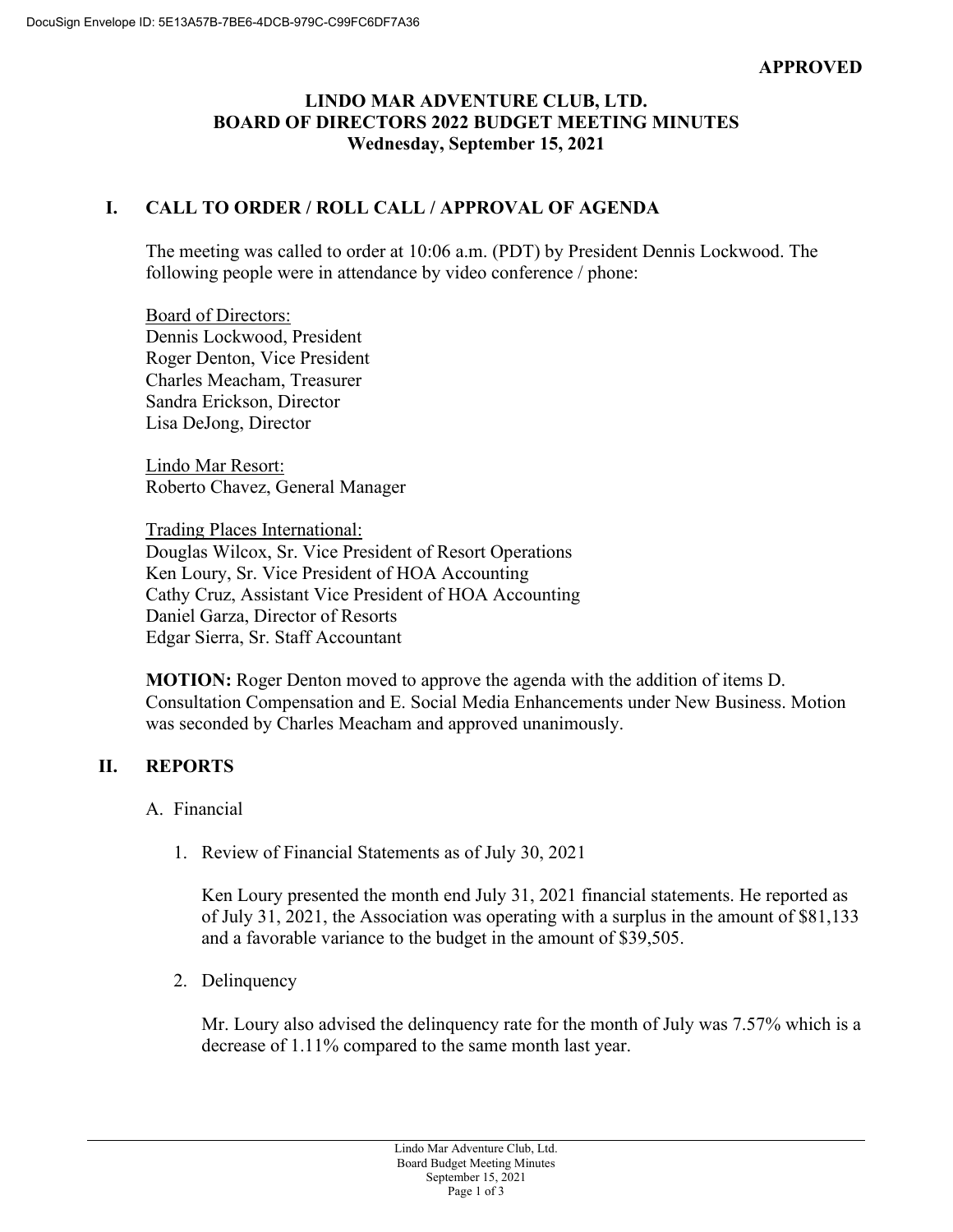**APPROVED**

# LINDO MAR ADVENTURE CLUB, LTD.
## BOARD OF DIRECTORS 2022 BUDGET MEETING MINUTES
### Wednesday, September 15, 2021

## I. CALL TO ORDER / ROLL CALL / APPROVAL OF AGENDA

The meeting was called to order at 10:06 a.m. (PDT) by President Dennis Lockwood. The following people were in attendance by video conference / phone:

Board of Directors:
Dennis Lockwood, President
Roger Denton, Vice President
Charles Meacham, Treasurer
Sandra Erickson, Director
Lisa DeJong, Director

Lindo Mar Resort:
Roberto Chavez, General Manager

Trading Places International:
Douglas Wilcox, Sr. Vice President of Resort Operations
Ken Loury, Sr. Vice President of HOA Accounting
Cathy Cruz, Assistant Vice President of HOA Accounting
Daniel Garza, Director of Resorts
Edgar Sierra, Sr. Staff Accountant

**MOTION:** Roger Denton moved to approve the agenda with the addition of items D. Consultation Compensation and E. Social Media Enhancements under New Business. Motion was seconded by Charles Meacham and approved unanimously.

## II. REPORTS

A. Financial

1. Review of Financial Statements as of July 30, 2021

   Ken Loury presented the month end July 31, 2021 financial statements. He reported as of July 31, 2021, the Association was operating with a surplus in the amount of $81,133 and a favorable variance to the budget in the amount of $39,505.

2. Delinquency

   Mr. Loury also advised the delinquency rate for the month of July was 7.57% which is a decrease of 1.11% compared to the same month last year.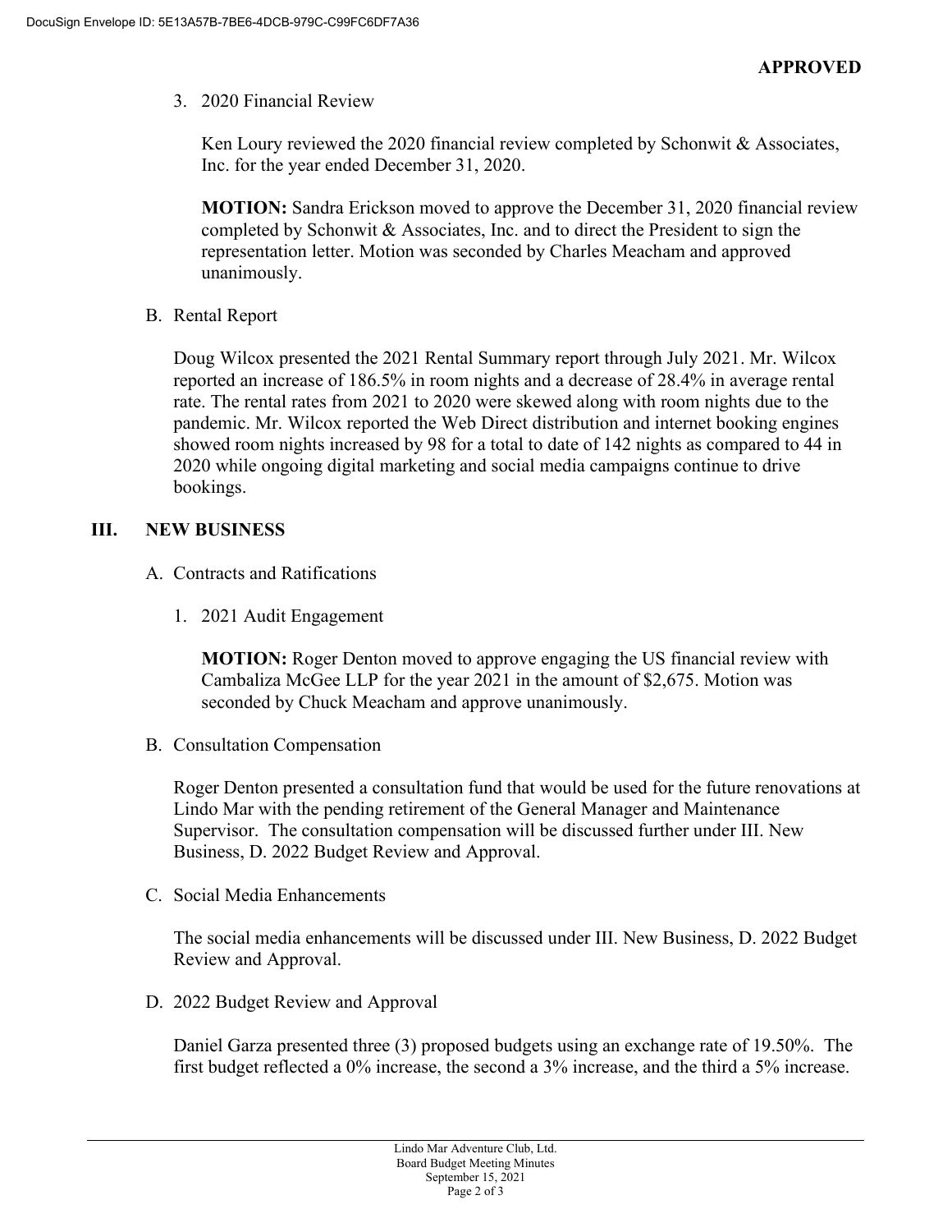**APPROVED**

3. 2020 Financial Review

   Ken Loury reviewed the 2020 financial review completed by Schonwit & Associates, Inc. for the year ended December 31, 2020.

   **MOTION:** Sandra Erickson moved to approve the December 31, 2020 financial review completed by Schonwit & Associates, Inc. and to direct the President to sign the representation letter. Motion was seconded by Charles Meacham and approved unanimously.

B. Rental Report

Doug Wilcox presented the 2021 Rental Summary report through July 2021. Mr. Wilcox reported an increase of 186.5% in room nights and a decrease of 28.4% in average rental rate. The rental rates from 2021 to 2020 were skewed along with room nights due to the pandemic. Mr. Wilcox reported the Web Direct distribution and internet booking engines showed room nights increased by 98 for a total to date of 142 nights as compared to 44 in 2020 while ongoing digital marketing and social media campaigns continue to drive bookings.

## III. NEW BUSINESS

A. Contracts and Ratifications

1. 2021 Audit Engagement

   **MOTION:** Roger Denton moved to approve engaging the US financial review with Cambaliza McGee LLP for the year 2021 in the amount of $2,675. Motion was seconded by Chuck Meacham and approve unanimously.

B. Consultation Compensation

Roger Denton presented a consultation fund that would be used for the future renovations at Lindo Mar with the pending retirement of the General Manager and Maintenance Supervisor. The consultation compensation will be discussed further under III. New Business, D. 2022 Budget Review and Approval.

C. Social Media Enhancements

The social media enhancements will be discussed under III. New Business, D. 2022 Budget Review and Approval.

D. 2022 Budget Review and Approval

Daniel Garza presented three (3) proposed budgets using an exchange rate of 19.50%. The first budget reflected a 0% increase, the second a 3% increase, and the third a 5% increase.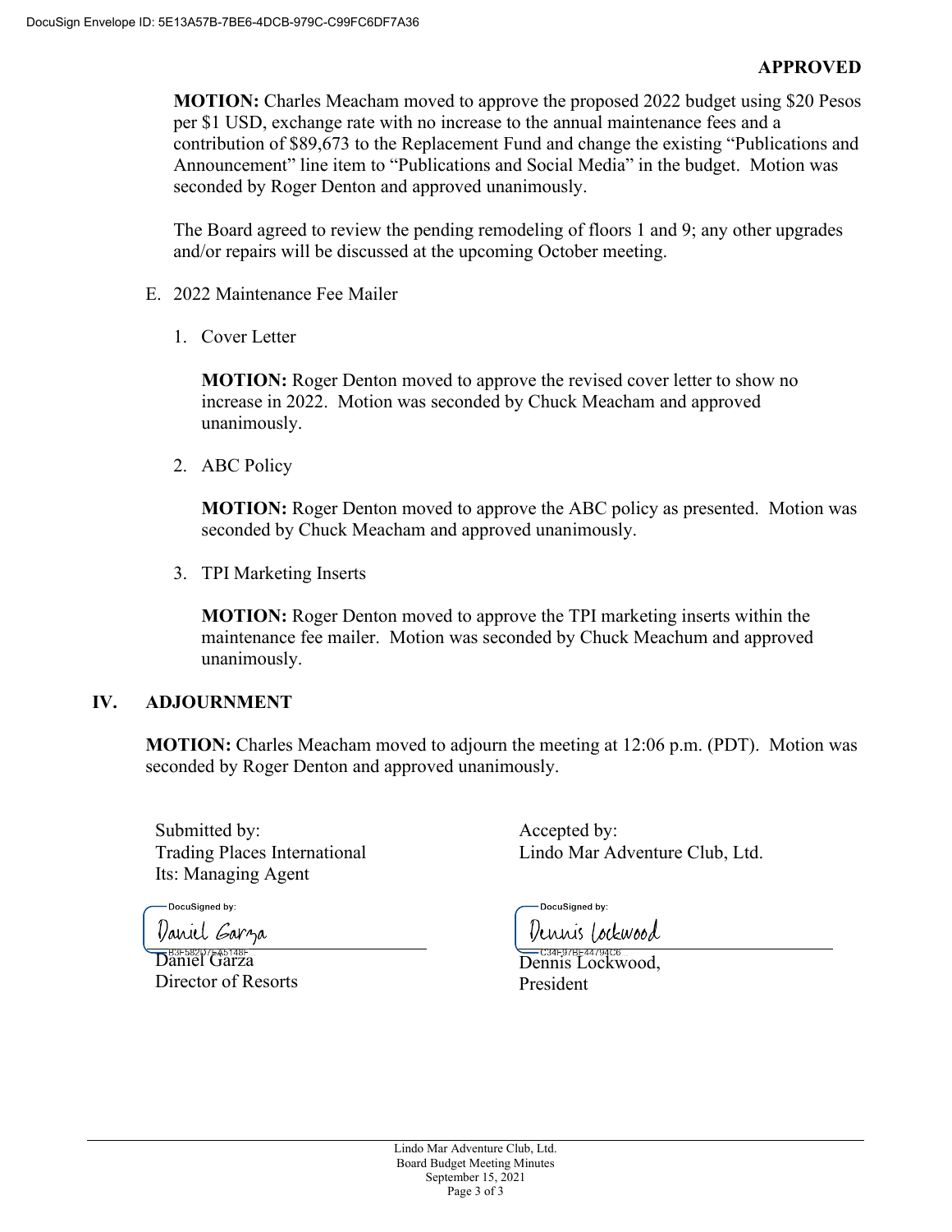**APPROVED**

**MOTION:** Charles Meacham moved to approve the proposed 2022 budget using $20 Pesos per $1 USD, exchange rate with no increase to the annual maintenance fees and a contribution of $89,673 to the Replacement Fund and change the existing "Publications and Announcement" line item to "Publications and Social Media" in the budget. Motion was seconded by Roger Denton and approved unanimously.

The Board agreed to review the pending remodeling of floors 1 and 9; any other upgrades and/or repairs will be discussed at the upcoming October meeting.

E. 2022 Maintenance Fee Mailer

1. Cover Letter

   **MOTION:** Roger Denton moved to approve the revised cover letter to show no increase in 2022. Motion was seconded by Chuck Meacham and approved unanimously.

2. ABC Policy

   **MOTION:** Roger Denton moved to approve the ABC policy as presented. Motion was seconded by Chuck Meacham and approved unanimously.

3. TPI Marketing Inserts

   **MOTION:** Roger Denton moved to approve the TPI marketing inserts within the maintenance fee mailer. Motion was seconded by Chuck Meachum and approved unanimously.

## IV. ADJOURNMENT

**MOTION:** Charles Meacham moved to adjourn the meeting at 12:06 p.m. (PDT). Motion was seconded by Roger Denton and approved unanimously.

| | |
|---|---|
| Submitted by:<br>Trading Places International<br>Its: Managing Agent | Accepted by:<br>Lindo Mar Adventure Club, Ltd. |
| DocuSigned by:<br>Daniel Garza<br>B3F582D7E45148F | DocuSigned by:<br>Dennis Lockwood<br>C34F97BE44794C6 |
| Daniel Garza<br>Director of Resorts | Dennis Lockwood,<br>President |

Lindo Mar Adventure Club, Ltd.
Board Budget Meeting Minutes
September 15, 2021